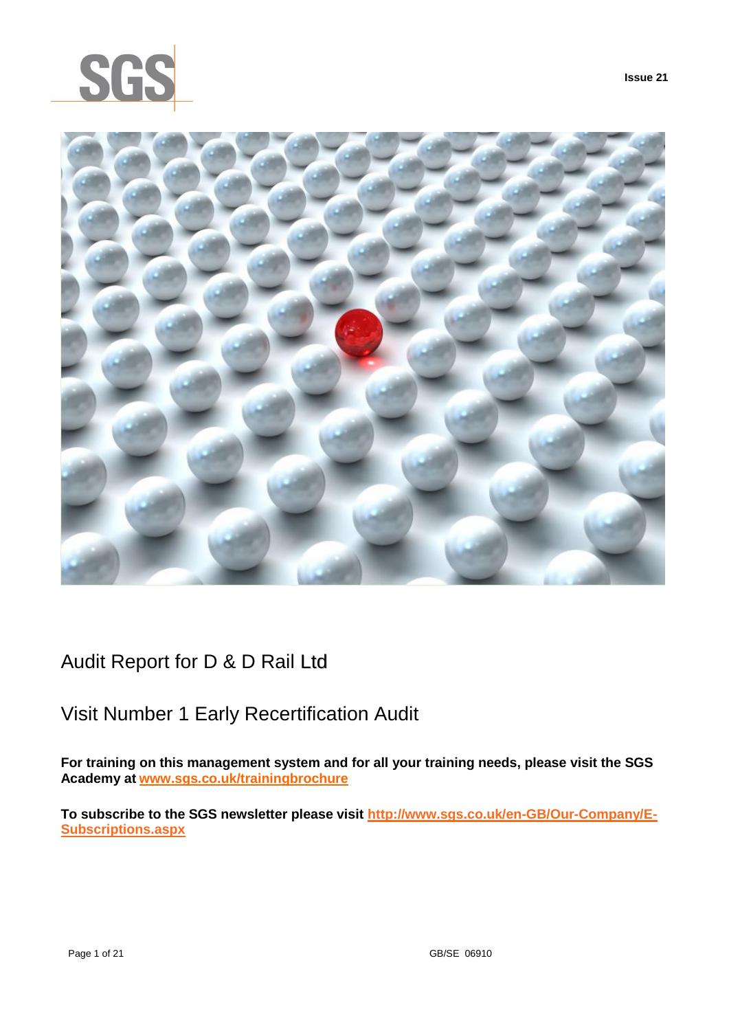SGS

Issue 21

# Audit Report for D & D Rail Ltd

## Visit Number 1 Early Recertification Audit

**For training on this management system and for all your training needs, please visit the SGS Academy at [www.sgs.co.uk/trainingbrochure](www.sgs.co.uk/trainingbrochure)**

**To subscribe to the SGS newsletter please visit [http://www.sgs.co.uk/en-GB/Our-Company/E-Subscriptions.aspx](http://www.sgs.co.uk/en-GB/Our-Company/E-Subscriptions.aspx)**

GB/SE 06910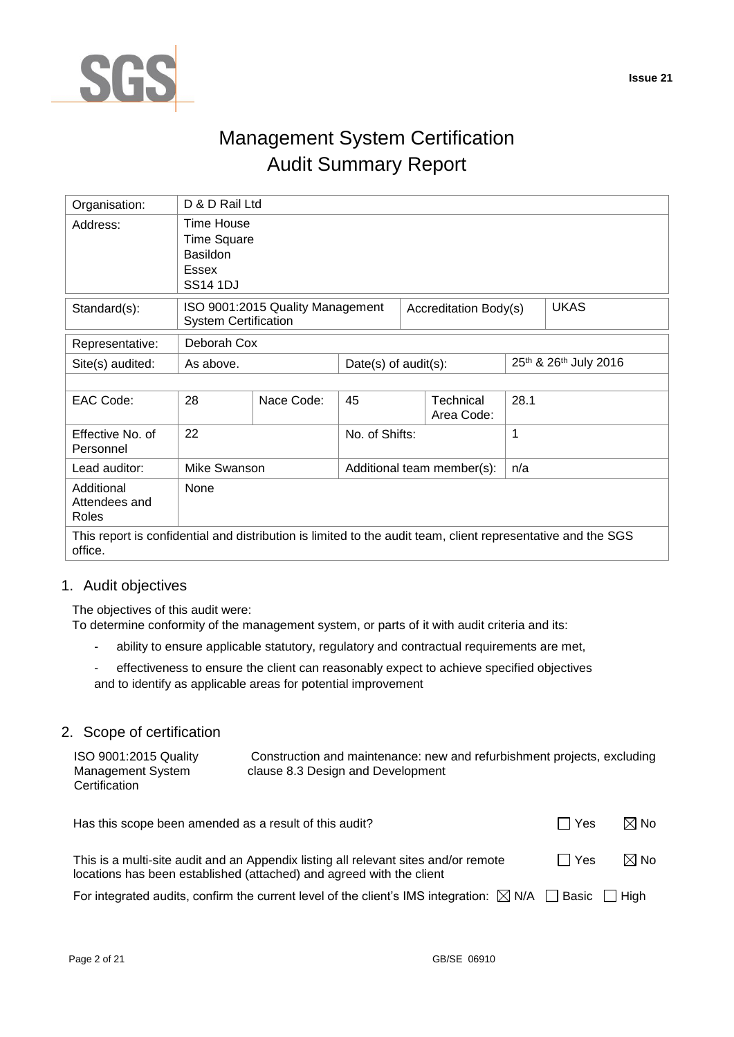# Management System Certification Audit Summary Report

| Organisation: | D & D Rail Ltd | | | | |
|---|---|---|---|---|---|
| Address: | Time House<br>Time Square<br>Basildon<br>Essex<br>SS14 1DJ | | | | |
| Standard(s): | ISO 9001:2015 Quality Management System Certification | | Accreditation Body(s) | | UKAS |
| Representative: | Deborah Cox | | | | |
| Site(s) audited: | As above. | | Date(s) of audit(s): | | 25th & 26th July 2016 |
| EAC Code: | 28 | Nace Code: | 45 | Technical Area Code: | 28.1 |
| Effective No. of Personnel | 22 | | No. of Shifts: | | 1 |
| Lead auditor: | Mike Swanson | | Additional team member(s): | | n/a |
| Additional Attendees and Roles | None | | | | |

This report is confidential and distribution is limited to the audit team, client representative and the SGS office.

## 1. Audit objectives

The objectives of this audit were:
To determine conformity of the management system, or parts of it with audit criteria and its:

- ability to ensure applicable statutory, regulatory and contractual requirements are met,
- effectiveness to ensure the client can reasonably expect to achieve specified objectives

and to identify as applicable areas for potential improvement

## 2. Scope of certification

| ISO 9001:2015 Quality Management System Certification | Construction and maintenance: new and refurbishment projects, excluding clause 8.3 Design and Development |
|---|---|

Has this scope been amended as a result of this audit? ☐ Yes ☒ No

This is a multi-site audit and an Appendix listing all relevant sites and/or remote locations has been established (attached) and agreed with the client ☐ Yes ☒ No

For integrated audits, confirm the current level of the client's IMS integration: ☒ N/A ☐ Basic ☐ High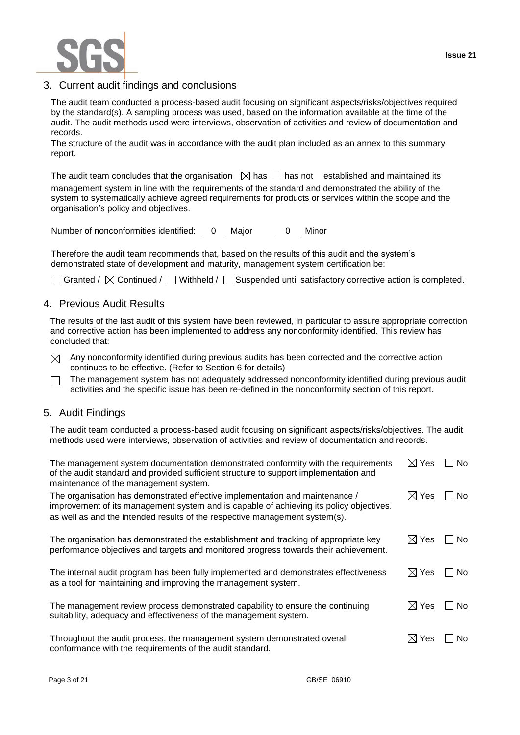## 3. Current audit findings and conclusions

The audit team conducted a process-based audit focusing on significant aspects/risks/objectives required by the standard(s). A sampling process was used, based on the information available at the time of the audit. The audit methods used were interviews, observation of activities and review of documentation and records.

The structure of the audit was in accordance with the audit plan included as an annex to this summary report.

The audit team concludes that the organisation ☒ has ☐ has not established and maintained its management system in line with the requirements of the standard and demonstrated the ability of the system to systematically achieve agreed requirements for products or services within the scope and the organisation's policy and objectives.

Number of nonconformities identified: 0 Major 0 Minor

Therefore the audit team recommends that, based on the results of this audit and the system's demonstrated state of development and maturity, management system certification be:

☐ Granted / ☒ Continued / ☐ Withheld / ☐ Suspended until satisfactory corrective action is completed.

## 4. Previous Audit Results

The results of the last audit of this system have been reviewed, in particular to assure appropriate correction and corrective action has been implemented to address any nonconformity identified. This review has concluded that:

- ☒ Any nonconformity identified during previous audits has been corrected and the corrective action continues to be effective. (Refer to Section 6 for details)
- ☐ The management system has not adequately addressed nonconformity identified during previous audit activities and the specific issue has been re-defined in the nonconformity section of this report.

## 5. Audit Findings

The audit team conducted a process-based audit focusing on significant aspects/risks/objectives. The audit methods used were interviews, observation of activities and review of documentation and records.

| | | |
|---|---|---|
| The management system documentation demonstrated conformity with the requirements of the audit standard and provided sufficient structure to support implementation and maintenance of the management system. | ☒ Yes | ☐ No |
| The organisation has demonstrated effective implementation and maintenance / improvement of its management system and is capable of achieving its policy objectives. as well as and the intended results of the respective management system(s). | ☒ Yes | ☐ No |
| The organisation has demonstrated the establishment and tracking of appropriate key performance objectives and targets and monitored progress towards their achievement. | ☒ Yes | ☐ No |
| The internal audit program has been fully implemented and demonstrates effectiveness as a tool for maintaining and improving the management system. | ☒ Yes | ☐ No |
| The management review process demonstrated capability to ensure the continuing suitability, adequacy and effectiveness of the management system. | ☒ Yes | ☐ No |
| Throughout the audit process, the management system demonstrated overall conformance with the requirements of the audit standard. | ☒ Yes | ☐ No |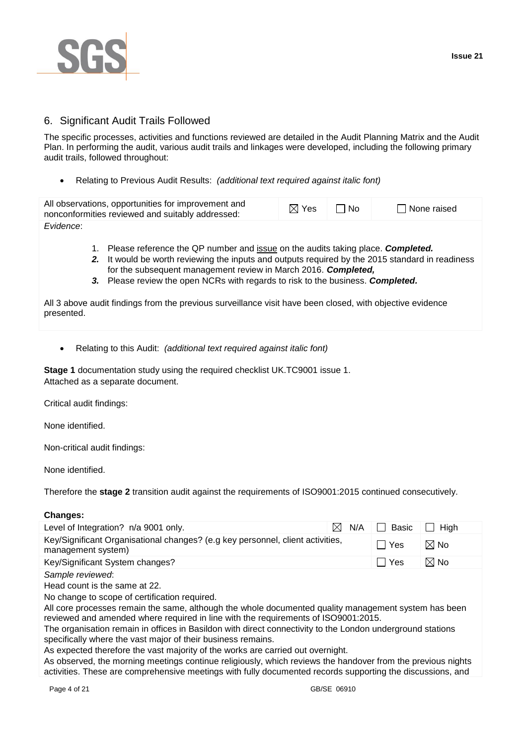## 6. Significant Audit Trails Followed

The specific processes, activities and functions reviewed are detailed in the Audit Planning Matrix and the Audit Plan. In performing the audit, various audit trails and linkages were developed, including the following primary audit trails, followed throughout:

- Relating to Previous Audit Results: *(additional text required against italic font)*

| All observations, opportunities for improvement and nonconformities reviewed and suitably addressed: | ☒ Yes | ☐ No | ☐ None raised |
|---|---|---|---|

*Evidence*:

1. Please reference the QP number and <u>issue</u> on the audits taking place. ***Completed.***
2. It would be worth reviewing the inputs and outputs required by the 2015 standard in readiness for the subsequent management review in March 2016. ***Completed,***
3. Please review the open NCRs with regards to risk to the business. ***Completed.***

All 3 above audit findings from the previous surveillance visit have been closed, with objective evidence presented.

- Relating to this Audit: *(additional text required against italic font)*

**Stage 1** documentation study using the required checklist UK.TC9001 issue 1.
Attached as a separate document.

Critical audit findings:

None identified.

Non-critical audit findings:

None identified.

Therefore the **stage 2** transition audit against the requirements of ISO9001:2015 continued consecutively.

**Changes:**

| Level of Integration? n/a 9001 only. | ☒ N/A | ☐ Basic | ☐ High |
|---|---|---|---|
| Key/Significant Organisational changes? (e.g key personnel, client activities, management system) | | ☐ Yes | ☒ No |
| Key/Significant System changes? | | ☐ Yes | ☒ No |

*Sample reviewed*:

Head count is the same at 22.

No change to scope of certification required.

All core processes remain the same, although the whole documented quality management system has been reviewed and amended where required in line with the requirements of ISO9001:2015.

The organisation remain in offices in Basildon with direct connectivity to the London underground stations specifically where the vast major of their business remains.

As expected therefore the vast majority of the works are carried out overnight.

As observed, the morning meetings continue religiously, which reviews the handover from the previous nights activities. These are comprehensive meetings with fully documented records supporting the discussions, and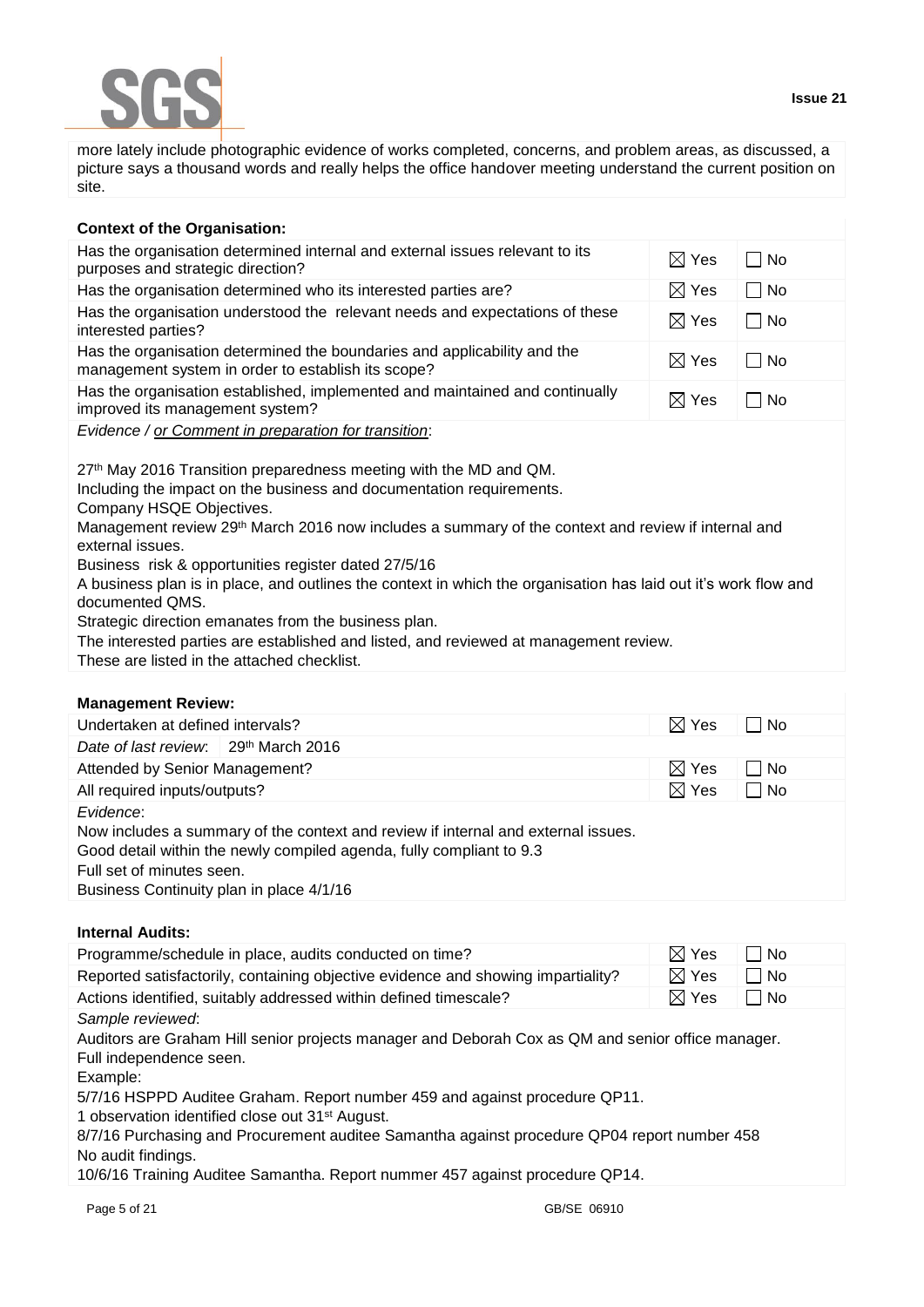more lately include photographic evidence of works completed, concerns, and problem areas, as discussed, a picture says a thousand words and really helps the office handover meeting understand the current position on site.

**Context of the Organisation:**

| | | |
|---|---|---|
| Has the organisation determined internal and external issues relevant to its purposes and strategic direction? | ☒ Yes | ☐ No |
| Has the organisation determined who its interested parties are? | ☒ Yes | ☐ No |
| Has the organisation understood the relevant needs and expectations of these interested parties? | ☒ Yes | ☐ No |
| Has the organisation determined the boundaries and applicability and the management system in order to establish its scope? | ☒ Yes | ☐ No |
| Has the organisation established, implemented and maintained and continually improved its management system? | ☒ Yes | ☐ No |

*Evidence / or Comment in preparation for transition*:

27th May 2016 Transition preparedness meeting with the MD and QM.
Including the impact on the business and documentation requirements.
Company HSQE Objectives.
Management review 29th March 2016 now includes a summary of the context and review if internal and external issues.
Business risk & opportunities register dated 27/5/16
A business plan is in place, and outlines the context in which the organisation has laid out it's work flow and documented QMS.
Strategic direction emanates from the business plan.
The interested parties are established and listed, and reviewed at management review.
These are listed in the attached checklist.

**Management Review:**

| | | |
|---|---|---|
| Undertaken at defined intervals? | ☒ Yes | ☐ No |
| *Date of last review*: 29th March 2016 | | |
| Attended by Senior Management? | ☒ Yes | ☐ No |
| All required inputs/outputs? | ☒ Yes | ☐ No |

*Evidence*:
Now includes a summary of the context and review if internal and external issues.
Good detail within the newly compiled agenda, fully compliant to 9.3
Full set of minutes seen.
Business Continuity plan in place 4/1/16

**Internal Audits:**

| | | |
|---|---|---|
| Programme/schedule in place, audits conducted on time? | ☒ Yes | ☐ No |
| Reported satisfactorily, containing objective evidence and showing impartiality? | ☒ Yes | ☐ No |
| Actions identified, suitably addressed within defined timescale? | ☒ Yes | ☐ No |

*Sample reviewed*:
Auditors are Graham Hill senior projects manager and Deborah Cox as QM and senior office manager.
Full independence seen.
Example:
5/7/16 HSPPD Auditee Graham. Report number 459 and against procedure QP11.
1 observation identified close out 31st August.
8/7/16 Purchasing and Procurement auditee Samantha against procedure QP04 report number 458
No audit findings.
10/6/16 Training Auditee Samantha. Report nummer 457 against procedure QP14.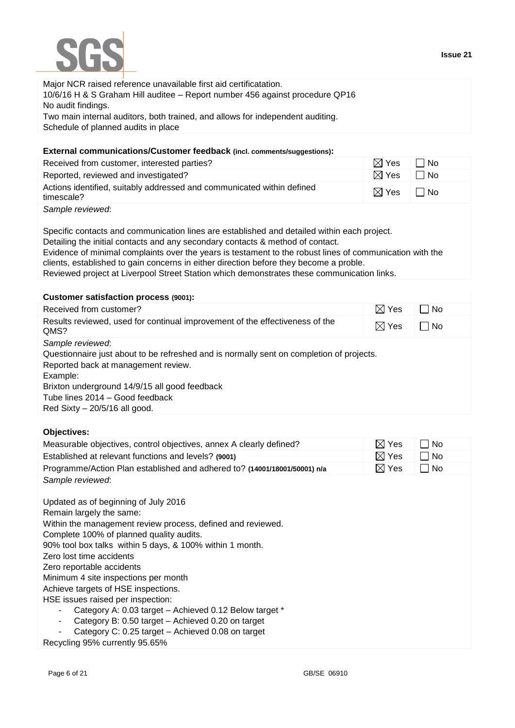Major NCR raised reference unavailable first aid certificatation.
10/6/16 H & S Graham Hill auditee – Report number 456 against procedure QP16
No audit findings.
Two main internal auditors, both trained, and allows for independent auditing.
Schedule of planned audits in place

**External communications/Customer feedback (incl. comments/suggestions):**

| | | |
|---|---|---|
| Received from customer, interested parties? | ☒ Yes | ☐ No |
| Reported, reviewed and investigated? | ☒ Yes | ☐ No |
| Actions identified, suitably addressed and communicated within defined timescale? | ☒ Yes | ☐ No |

*Sample reviewed*:

Specific contacts and communication lines are established and detailed within each project.
Detailing the initial contacts and any secondary contacts & method of contact.
Evidence of minimal complaints over the years is testament to the robust lines of communication with the clients, established to gain concerns in either direction before they become a proble.
Reviewed project at Liverpool Street Station which demonstrates these communication links.

**Customer satisfaction process (9001):**

| | | |
|---|---|---|
| Received from customer? | ☒ Yes | ☐ No |
| Results reviewed, used for continual improvement of the effectiveness of the QMS? | ☒ Yes | ☐ No |

*Sample reviewed*:
Questionnaire just about to be refreshed and is normally sent on completion of projects.
Reported back at management review.
Example:
Brixton underground 14/9/15 all good feedback
Tube lines 2014 – Good feedback
Red Sixty – 20/5/16 all good.

**Objectives:**

| | | |
|---|---|---|
| Measurable objectives, control objectives, annex A clearly defined? | ☒ Yes | ☐ No |
| Established at relevant functions and levels? **(9001)** | ☒ Yes | ☐ No |
| Programme/Action Plan established and adhered to? **(14001/18001/50001) n/a** | ☒ Yes | ☐ No |

*Sample reviewed*:

Updated as of beginning of July 2016
Remain largely the same:
Within the management review process, defined and reviewed.
Complete 100% of planned quality audits.
90% tool box talks within 5 days, & 100% within 1 month.
Zero lost time accidents
Zero reportable accidents
Minimum 4 site inspections per month
Achieve targets of HSE inspections.
HSE issues raised per inspection:

- Category A: 0.03 target – Achieved 0.12 Below target *
- Category B: 0.50 target – Achieved 0.20 on target
- Category C: 0.25 target – Achieved 0.08 on target

Recycling 95% currently 95.65%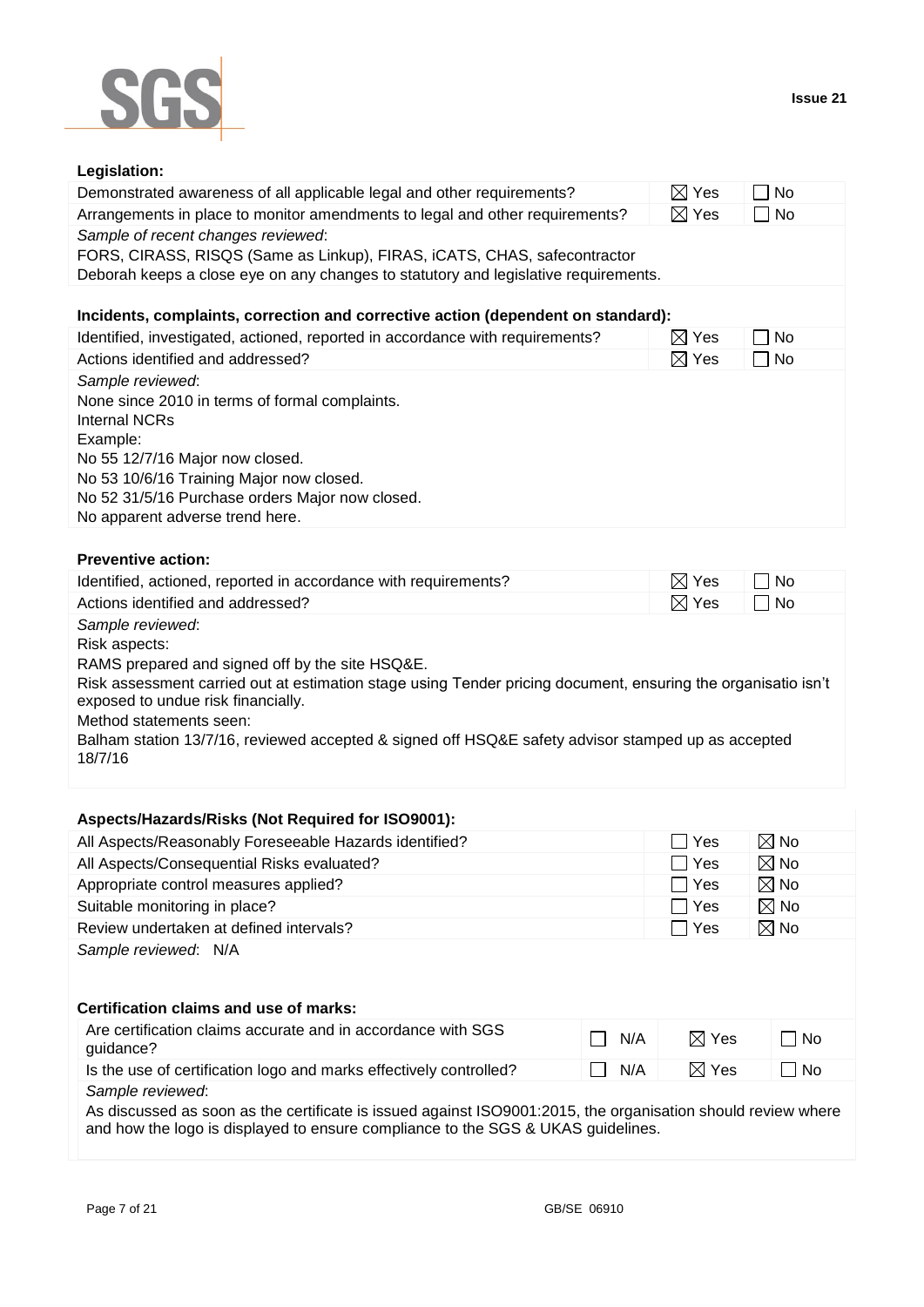**Legislation:**

| | | |
|---|---|---|
| Demonstrated awareness of all applicable legal and other requirements? | ☒ Yes | ☐ No |
| Arrangements in place to monitor amendments to legal and other requirements? | ☒ Yes | ☐ No |

*Sample of recent changes reviewed*:
FORS, CIRASS, RISQS (Same as Linkup), FIRAS, iCATS, CHAS, safecontractor
Deborah keeps a close eye on any changes to statutory and legislative requirements.

**Incidents, complaints, correction and corrective action (dependent on standard):**

| | | |
|---|---|---|
| Identified, investigated, actioned, reported in accordance with requirements? | ☒ Yes | ☐ No |
| Actions identified and addressed? | ☒ Yes | ☐ No |

*Sample reviewed*:
None since 2010 in terms of formal complaints.
Internal NCRs
Example:
No 55 12/7/16 Major now closed.
No 53 10/6/16 Training Major now closed.
No 52 31/5/16 Purchase orders Major now closed.
No apparent adverse trend here.

**Preventive action:**

| | | |
|---|---|---|
| Identified, actioned, reported in accordance with requirements? | ☒ Yes | ☐ No |
| Actions identified and addressed? | ☒ Yes | ☐ No |

*Sample reviewed*:
Risk aspects:
RAMS prepared and signed off by the site HSQ&E.
Risk assessment carried out at estimation stage using Tender pricing document, ensuring the organisatio isn't exposed to undue risk financially.
Method statements seen:
Balham station 13/7/16, reviewed accepted & signed off HSQ&E safety advisor stamped up as accepted 18/7/16

**Aspects/Hazards/Risks (Not Required for ISO9001):**

| | | |
|---|---|---|
| All Aspects/Reasonably Foreseeable Hazards identified? | ☐ Yes | ☒ No |
| All Aspects/Consequential Risks evaluated? | ☐ Yes | ☒ No |
| Appropriate control measures applied? | ☐ Yes | ☒ No |
| Suitable monitoring in place? | ☐ Yes | ☒ No |
| Review undertaken at defined intervals? | ☐ Yes | ☒ No |

*Sample reviewed*: N/A

**Certification claims and use of marks:**

| | | | |
|---|---|---|---|
| Are certification claims accurate and in accordance with SGS guidance? | ☐ N/A | ☒ Yes | ☐ No |
| Is the use of certification logo and marks effectively controlled? | ☐ N/A | ☒ Yes | ☐ No |

*Sample reviewed*:
As discussed as soon as the certificate is issued against ISO9001:2015, the organisation should review where and how the logo is displayed to ensure compliance to the SGS & UKAS guidelines.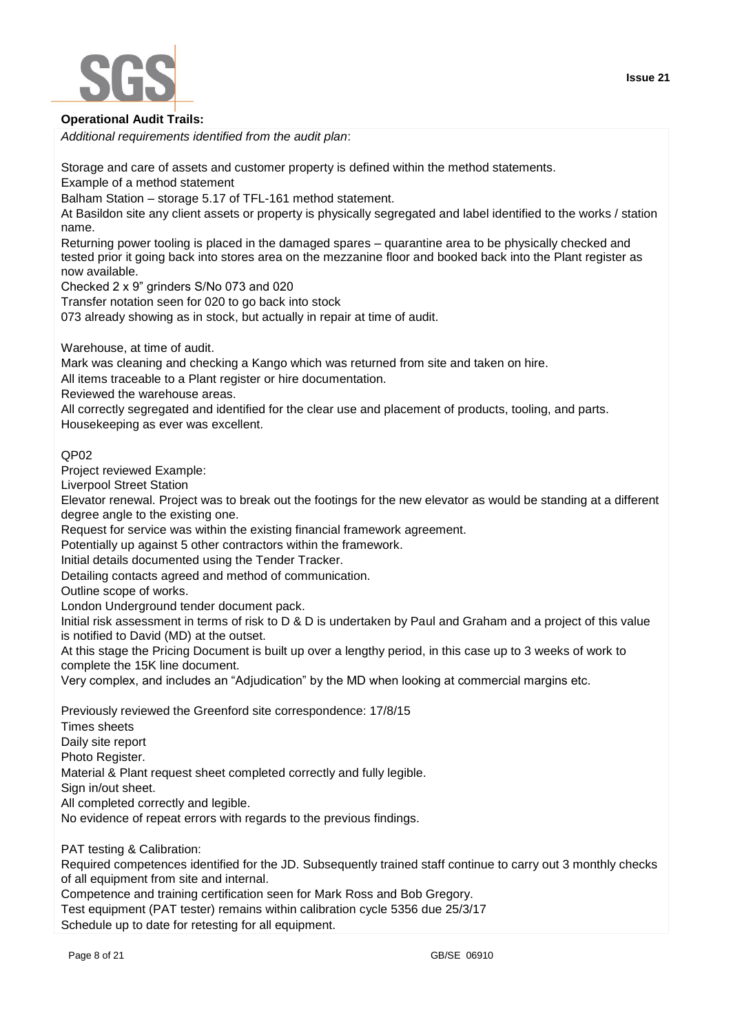**Operational Audit Trails:**

*Additional requirements identified from the audit plan*:

Storage and care of assets and customer property is defined within the method statements.

Example of a method statement

Balham Station – storage 5.17 of TFL-161 method statement.

At Basildon site any client assets or property is physically segregated and label identified to the works / station name.

Returning power tooling is placed in the damaged spares – quarantine area to be physically checked and tested prior it going back into stores area on the mezzanine floor and booked back into the Plant register as now available.

Checked 2 x 9" grinders S/No 073 and 020

Transfer notation seen for 020 to go back into stock

073 already showing as in stock, but actually in repair at time of audit.

Warehouse, at time of audit.

Mark was cleaning and checking a Kango which was returned from site and taken on hire.

All items traceable to a Plant register or hire documentation.

Reviewed the warehouse areas.

All correctly segregated and identified for the clear use and placement of products, tooling, and parts.

Housekeeping as ever was excellent.

QP02

Project reviewed Example:

Liverpool Street Station

Elevator renewal. Project was to break out the footings for the new elevator as would be standing at a different degree angle to the existing one.

Request for service was within the existing financial framework agreement.

Potentially up against 5 other contractors within the framework.

Initial details documented using the Tender Tracker.

Detailing contacts agreed and method of communication.

Outline scope of works.

London Underground tender document pack.

Initial risk assessment in terms of risk to D & D is undertaken by Paul and Graham and a project of this value is notified to David (MD) at the outset.

At this stage the Pricing Document is built up over a lengthy period, in this case up to 3 weeks of work to complete the 15K line document.

Very complex, and includes an "Adjudication" by the MD when looking at commercial margins etc.

Previously reviewed the Greenford site correspondence: 17/8/15

Times sheets

Daily site report

Photo Register.

Material & Plant request sheet completed correctly and fully legible.

Sign in/out sheet.

All completed correctly and legible.

No evidence of repeat errors with regards to the previous findings.

PAT testing & Calibration:

Required competences identified for the JD. Subsequently trained staff continue to carry out 3 monthly checks of all equipment from site and internal.

Competence and training certification seen for Mark Ross and Bob Gregory.

Test equipment (PAT tester) remains within calibration cycle 5356 due 25/3/17

Schedule up to date for retesting for all equipment.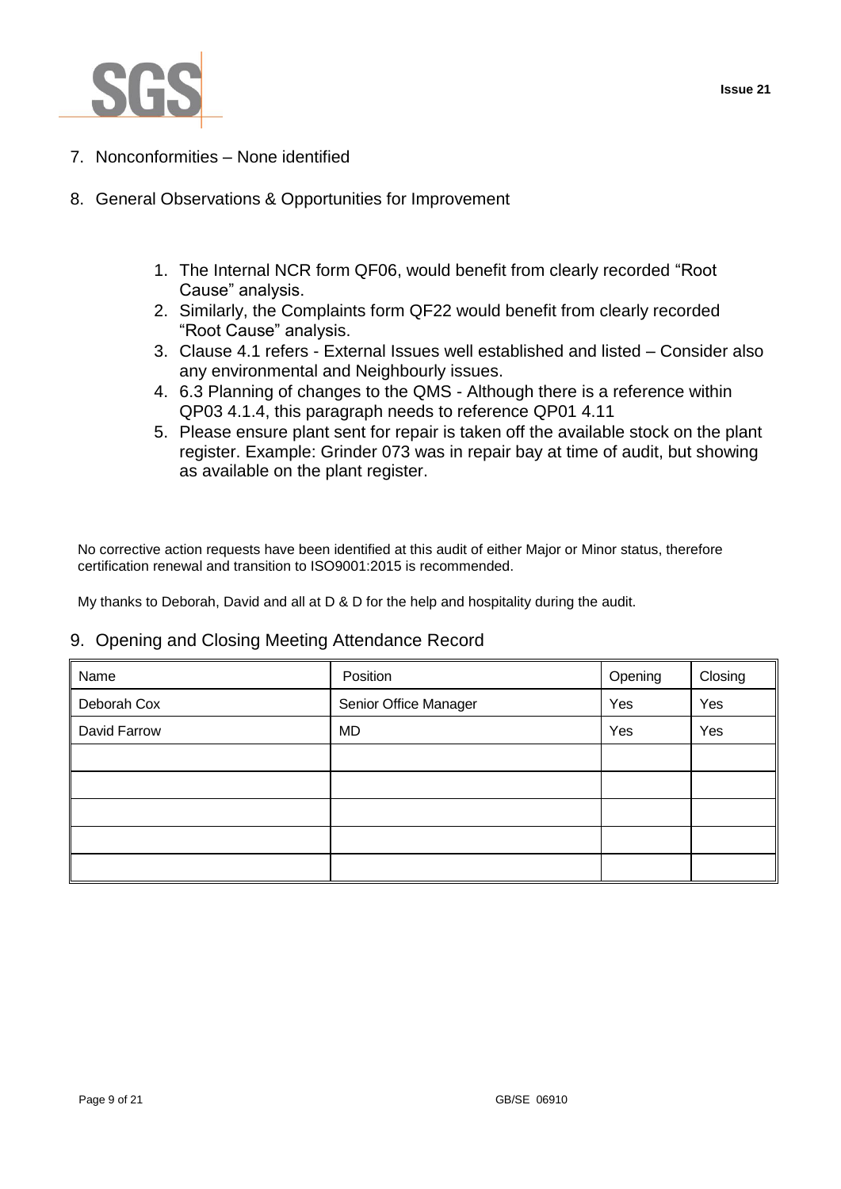## 7. Nonconformities – None identified

## 8. General Observations & Opportunities for Improvement

1. The Internal NCR form QF06, would benefit from clearly recorded "Root Cause" analysis.
2. Similarly, the Complaints form QF22 would benefit from clearly recorded "Root Cause" analysis.
3. Clause 4.1 refers - External Issues well established and listed – Consider also any environmental and Neighbourly issues.
4. 6.3 Planning of changes to the QMS - Although there is a reference within QP03 4.1.4, this paragraph needs to reference QP01 4.11
5. Please ensure plant sent for repair is taken off the available stock on the plant register. Example: Grinder 073 was in repair bay at time of audit, but showing as available on the plant register.

No corrective action requests have been identified at this audit of either Major or Minor status, therefore certification renewal and transition to ISO9001:2015 is recommended.

My thanks to Deborah, David and all at D & D for the help and hospitality during the audit.

## 9. Opening and Closing Meeting Attendance Record

| Name | Position | Opening | Closing |
|---|---|---|---|
| Deborah Cox | Senior Office Manager | Yes | Yes |
| David Farrow | MD | Yes | Yes |
| | | | |
| | | | |
| | | | |
| | | | |
| | | | |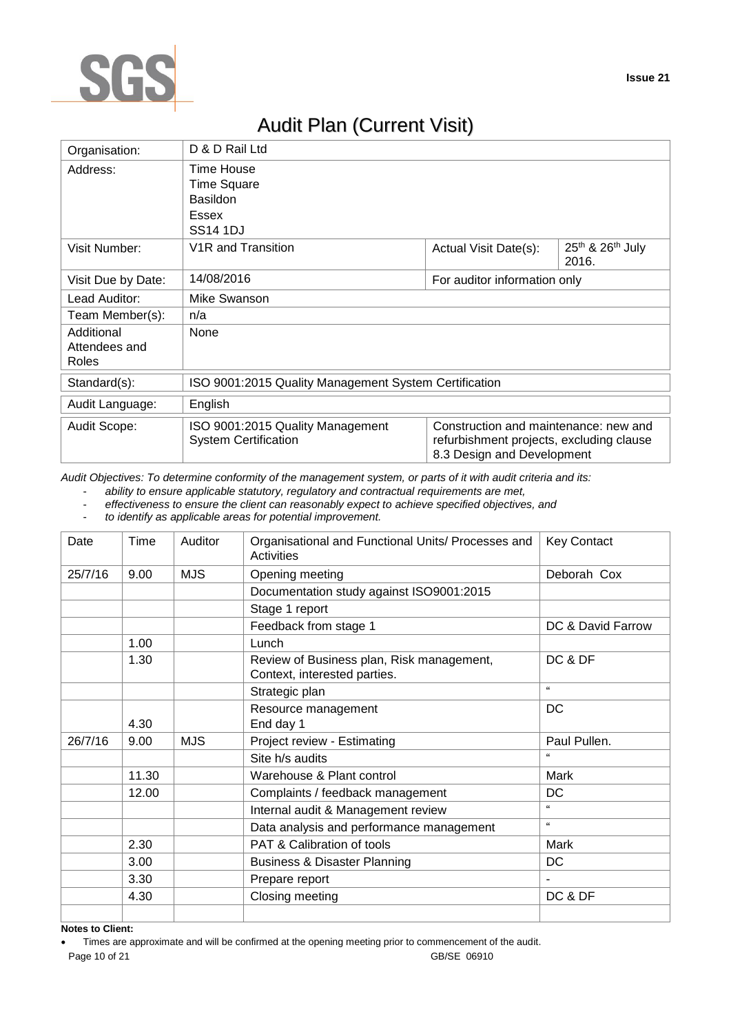# Audit Plan (Current Visit)

| Organisation: | D & D Rail Ltd | | |
|---|---|---|---|
| Address: | Time House<br>Time Square<br>Basildon<br>Essex<br>SS14 1DJ | | |
| Visit Number: | V1R and Transition | Actual Visit Date(s): | 25th & 26th July 2016. |
| Visit Due by Date: | 14/08/2016 | For auditor information only | |
| Lead Auditor: | Mike Swanson | | |
| Team Member(s): | n/a | | |
| Additional Attendees and Roles | None | | |
| Standard(s): | ISO 9001:2015 Quality Management System Certification | | |
| Audit Language: | English | | |
| Audit Scope: | ISO 9001:2015 Quality Management System Certification | Construction and maintenance: new and refurbishment projects, excluding clause 8.3 Design and Development | |

*Audit Objectives: To determine conformity of the management system, or parts of it with audit criteria and its:*

- *ability to ensure applicable statutory, regulatory and contractual requirements are met,*
- *effectiveness to ensure the client can reasonably expect to achieve specified objectives, and*
- *to identify as applicable areas for potential improvement.*

| Date | Time | Auditor | Organisational and Functional Units/ Processes and Activities | Key Contact |
|---|---|---|---|---|
| 25/7/16 | 9.00 | MJS | Opening meeting | Deborah Cox |
| | | | Documentation study against ISO9001:2015 | |
| | | | Stage 1 report | |
| | | | Feedback from stage 1 | DC & David Farrow |
| | 1.00 | | Lunch | |
| | 1.30 | | Review of Business plan, Risk management, Context, interested parties. | DC & DF |
| | | | Strategic plan | " |
| | 4.30 | | Resource management<br>End day 1 | DC |
| 26/7/16 | 9.00 | MJS | Project review - Estimating | Paul Pullen. |
| | | | Site h/s audits | " |
| | 11.30 | | Warehouse & Plant control | Mark |
| | 12.00 | | Complaints / feedback management | DC |
| | | | Internal audit & Management review | " |
| | | | Data analysis and performance management | " |
| | 2.30 | | PAT & Calibration of tools | Mark |
| | 3.00 | | Business & Disaster Planning | DC |
| | 3.30 | | Prepare report | - |
| | 4.30 | | Closing meeting | DC & DF |
| | | | | |

**Notes to Client:**

- Times are approximate and will be confirmed at the opening meeting prior to commencement of the audit.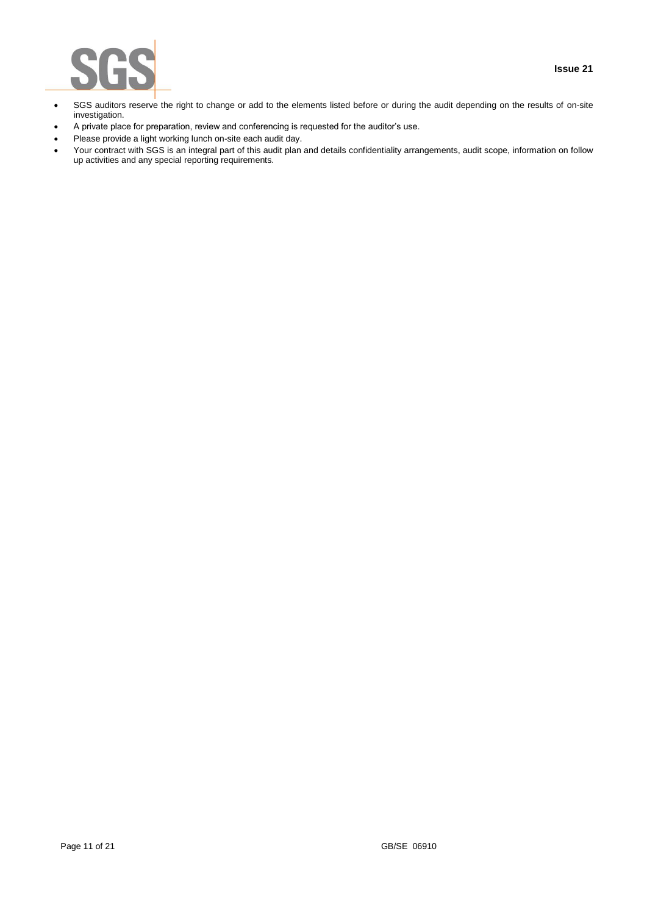- SGS auditors reserve the right to change or add to the elements listed before or during the audit depending on the results of on-site investigation.
- A private place for preparation, review and conferencing is requested for the auditor's use.
- Please provide a light working lunch on-site each audit day.
- Your contract with SGS is an integral part of this audit plan and details confidentiality arrangements, audit scope, information on follow up activities and any special reporting requirements.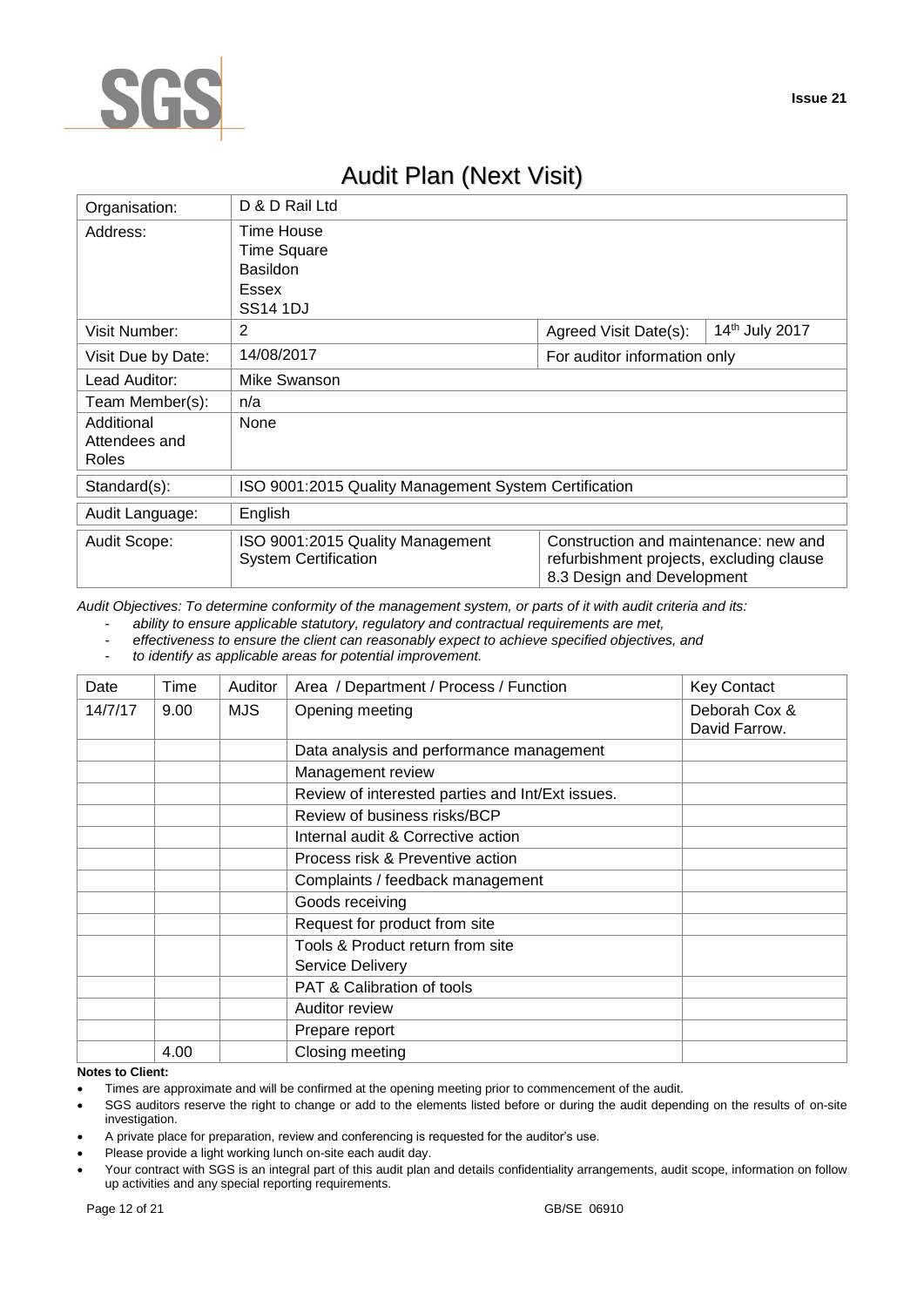# Audit Plan (Next Visit)

| Organisation: | D & D Rail Ltd | | |
|---|---|---|---|
| Address: | Time House<br>Time Square<br>Basildon<br>Essex<br>SS14 1DJ | | |
| Visit Number: | 2 | Agreed Visit Date(s): | 14th July 2017 |
| Visit Due by Date: | 14/08/2017 | For auditor information only | |
| Lead Auditor: | Mike Swanson | | |
| Team Member(s): | n/a | | |
| Additional Attendees and Roles | None | | |
| Standard(s): | ISO 9001:2015 Quality Management System Certification | | |
| Audit Language: | English | | |
| Audit Scope: | ISO 9001:2015 Quality Management System Certification | Construction and maintenance: new and refurbishment projects, excluding clause 8.3 Design and Development | |

*Audit Objectives: To determine conformity of the management system, or parts of it with audit criteria and its:*

- *ability to ensure applicable statutory, regulatory and contractual requirements are met,*
- *effectiveness to ensure the client can reasonably expect to achieve specified objectives, and*
- *to identify as applicable areas for potential improvement.*

| Date | Time | Auditor | Area / Department / Process / Function | Key Contact |
|---|---|---|---|---|
| 14/7/17 | 9.00 | MJS | Opening meeting | Deborah Cox & David Farrow. |
| | | | Data analysis and performance management | |
| | | | Management review | |
| | | | Review of interested parties and Int/Ext issues. | |
| | | | Review of business risks/BCP | |
| | | | Internal audit & Corrective action | |
| | | | Process risk & Preventive action | |
| | | | Complaints / feedback management | |
| | | | Goods receiving | |
| | | | Request for product from site | |
| | | | Tools & Product return from site<br>Service Delivery | |
| | | | PAT & Calibration of tools | |
| | | | Auditor review | |
| | | | Prepare report | |
| | 4.00 | | Closing meeting | |

**Notes to Client:**

- Times are approximate and will be confirmed at the opening meeting prior to commencement of the audit.
- SGS auditors reserve the right to change or add to the elements listed before or during the audit depending on the results of on-site investigation.
- A private place for preparation, review and conferencing is requested for the auditor's use.
- Please provide a light working lunch on-site each audit day.
- Your contract with SGS is an integral part of this audit plan and details confidentiality arrangements, audit scope, information on follow up activities and any special reporting requirements.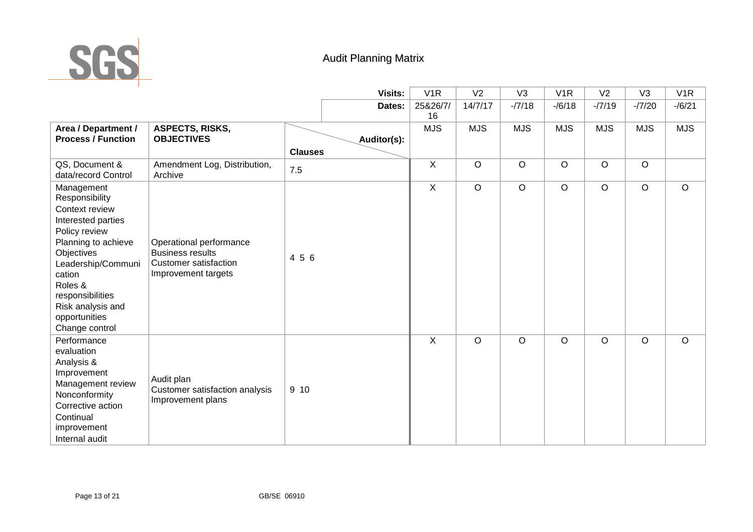# Audit Planning Matrix

| Area / Department / Process / Function | ASPECTS, RISKS, OBJECTIVES | Clauses | Visits: | V1R | V2 | V3 | V1R | V2 | V3 | V1R |
|---|---|---|---|---|---|---|---|---|---|---|
| | | | Dates: | 25&26/7/16 | 14/7/17 | -/7/18 | -/6/18 | -/7/19 | -/7/20 | -/6/21 |
| | | | Auditor(s): | MJS | MJS | MJS | MJS | MJS | MJS | MJS |
| QS, Document & data/record Control | Amendment Log, Distribution, Archive | 7.5 | | X | O | O | O | O | O | |
| Management Responsibility<br>Context review<br>Interested parties<br>Policy review<br>Planning to achieve Objectives<br>Leadership/Communication<br>Roles & responsibilities<br>Risk analysis and opportunities<br>Change control | Operational performance<br>Business results<br>Customer satisfaction<br>Improvement targets | 4 5 6 | | X | O | O | O | O | O | O |
| Performance evaluation<br>Analysis & Improvement<br>Management review<br>Nonconformity<br>Corrective action<br>Continual improvement<br>Internal audit | Audit plan<br>Customer satisfaction analysis<br>Improvement plans | 9 10 | | X | O | O | O | O | O | O |

GB/SE 06910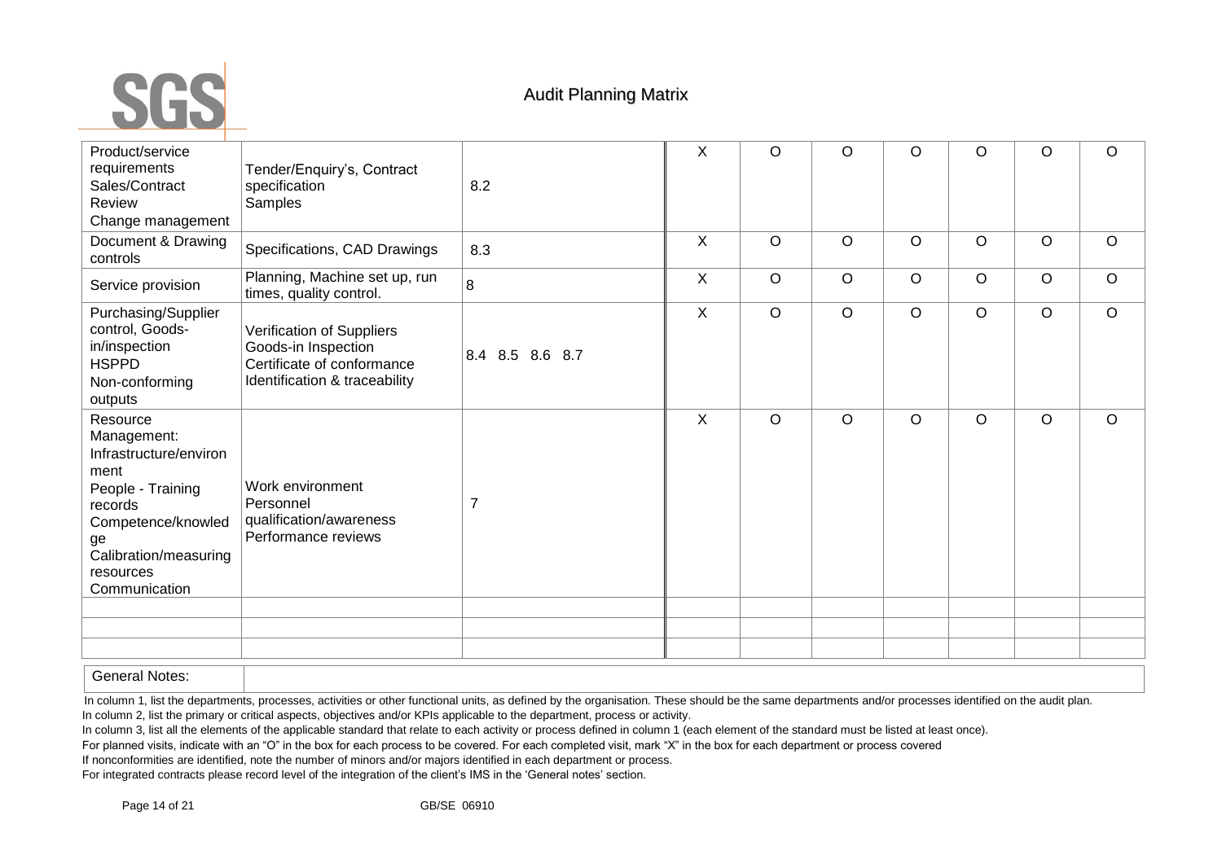# Audit Planning Matrix

| | | | | | | | | | |
|---|---|---|---|---|---|---|---|---|---|
| Product/service requirements<br>Sales/Contract Review<br>Change management | Tender/Enquiry's, Contract specification<br>Samples | 8.2 | X | O | O | O | O | O | O |
| Document & Drawing controls | Specifications, CAD Drawings | 8.3 | X | O | O | O | O | O | O |
| Service provision | Planning, Machine set up, run times, quality control. | 8 | X | O | O | O | O | O | O |
| Purchasing/Supplier control, Goods-in/inspection<br>HSPPD<br>Non-conforming outputs | Verification of Suppliers<br>Goods-in Inspection<br>Certificate of conformance<br>Identification & traceability | 8.4 8.5 8.6 8.7 | X | O | O | O | O | O | O |
| Resource Management:<br>Infrastructure/environment<br>People - Training records<br>Competence/knowledge<br>Calibration/measuring resources<br>Communication | Work environment<br>Personnel qualification/awareness<br>Performance reviews | 7 | X | O | O | O | O | O | O |
| | | | | | | | | | |
| | | | | | | | | | |
| | | | | | | | | | |

| General Notes: | |
|---|---|

In column 1, list the departments, processes, activities or other functional units, as defined by the organisation. These should be the same departments and/or processes identified on the audit plan.
In column 2, list the primary or critical aspects, objectives and/or KPIs applicable to the department, process or activity.
In column 3, list all the elements of the applicable standard that relate to each activity or process defined in column 1 (each element of the standard must be listed at least once).
For planned visits, indicate with an "O" in the box for each process to be covered. For each completed visit, mark "X" in the box for each department or process covered
If nonconformities are identified, note the number of minors and/or majors identified in each department or process.
For integrated contracts please record level of the integration of the client's IMS in the 'General notes' section.

GB/SE 06910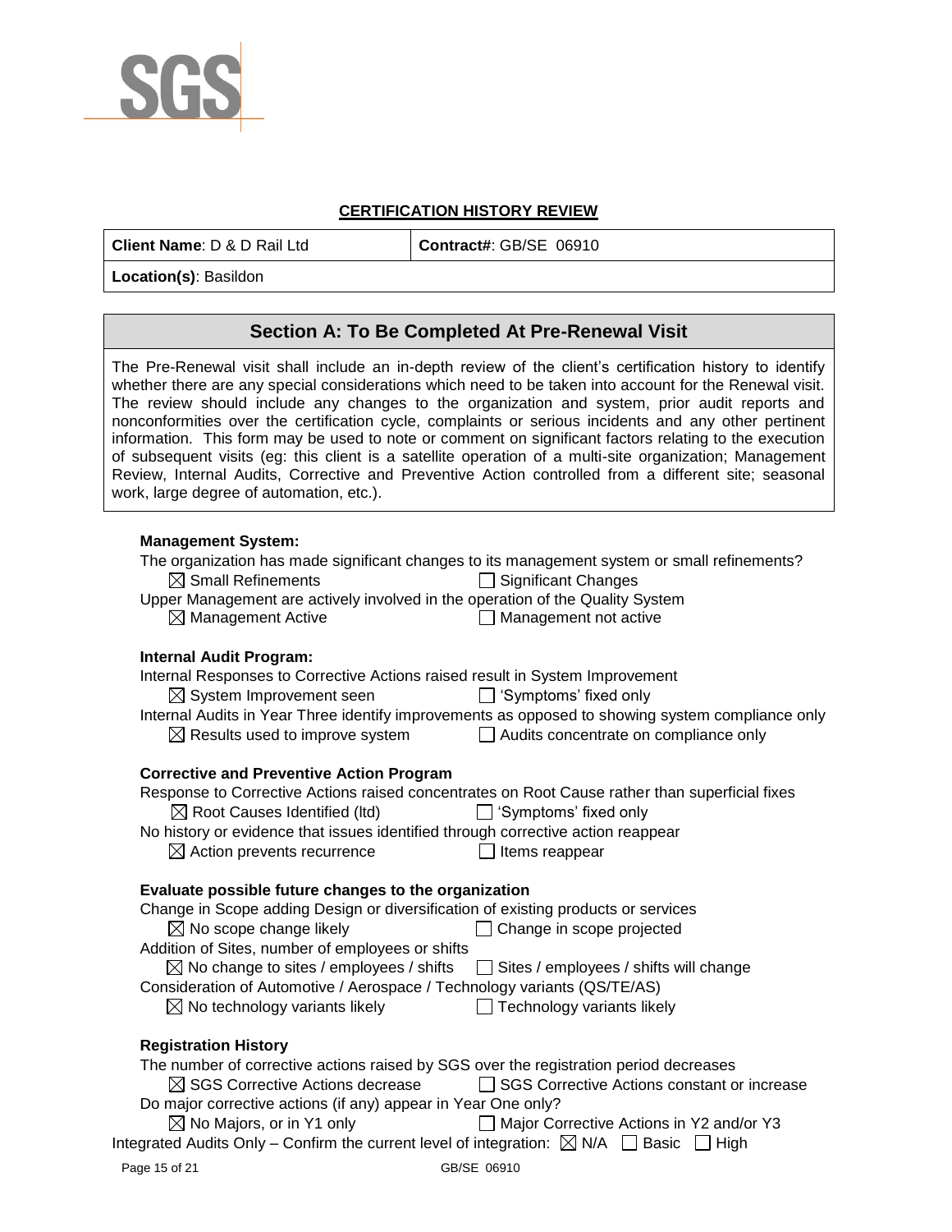## CERTIFICATION HISTORY REVIEW

| **Client Name**: D & D Rail Ltd | **Contract#**: GB/SE 06910 |
|---|---|
| **Location(s)**: Basildon | |

## Section A: To Be Completed At Pre-Renewal Visit

The Pre-Renewal visit shall include an in-depth review of the client's certification history to identify whether there are any special considerations which need to be taken into account for the Renewal visit. The review should include any changes to the organization and system, prior audit reports and nonconformities over the certification cycle, complaints or serious incidents and any other pertinent information. This form may be used to note or comment on significant factors relating to the execution of subsequent visits (eg: this client is a satellite operation of a multi-site organization; Management Review, Internal Audits, Corrective and Preventive Action controlled from a different site; seasonal work, large degree of automation, etc.).

**Management System:**

The organization has made significant changes to its management system or small refinements?

☒ Small Refinements ☐ Significant Changes

Upper Management are actively involved in the operation of the Quality System

☒ Management Active ☐ Management not active

**Internal Audit Program:**

Internal Responses to Corrective Actions raised result in System Improvement

☒ System Improvement seen ☐ 'Symptoms' fixed only

Internal Audits in Year Three identify improvements as opposed to showing system compliance only

☒ Results used to improve system ☐ Audits concentrate on compliance only

**Corrective and Preventive Action Program**

Response to Corrective Actions raised concentrates on Root Cause rather than superficial fixes

☒ Root Causes Identified (ltd) ☐ 'Symptoms' fixed only

No history or evidence that issues identified through corrective action reappear

☒ Action prevents recurrence ☐ Items reappear

**Evaluate possible future changes to the organization**

Change in Scope adding Design or diversification of existing products or services

☒ No scope change likely ☐ Change in scope projected

Addition of Sites, number of employees or shifts

☒ No change to sites / employees / shifts ☐ Sites / employees / shifts will change

Consideration of Automotive / Aerospace / Technology variants (QS/TE/AS)

☒ No technology variants likely ☐ Technology variants likely

**Registration History**

The number of corrective actions raised by SGS over the registration period decreases

☒ SGS Corrective Actions decrease ☐ SGS Corrective Actions constant or increase

Do major corrective actions (if any) appear in Year One only?

☒ No Majors, or in Y1 only ☐ Major Corrective Actions in Y2 and/or Y3

Integrated Audits Only – Confirm the current level of integration: ☒ N/A ☐ Basic ☐ High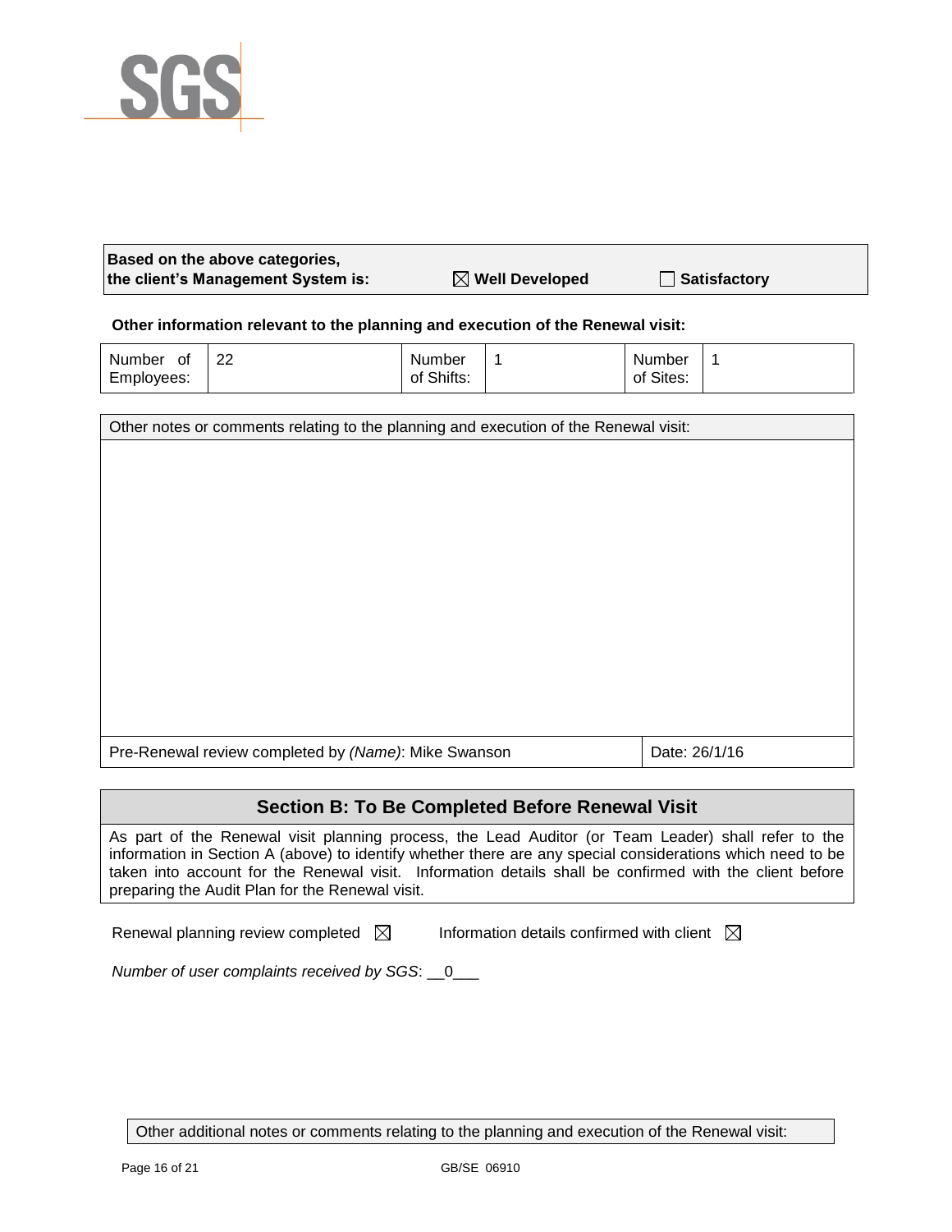SGS

| **Based on the above categories, the client's Management System is:** | ☒ **Well Developed** | ☐ **Satisfactory** |
|---|---|---|

**Other information relevant to the planning and execution of the Renewal visit:**

| Number of Employees: | 22 | Number of Shifts: | 1 | Number of Sites: | 1 |
|---|---|---|---|---|---|

| Other notes or comments relating to the planning and execution of the Renewal visit: | |
|---|---|
| | |
| Pre-Renewal review completed by *(Name)*: Mike Swanson | Date: 26/1/16 |

## Section B: To Be Completed Before Renewal Visit

As part of the Renewal visit planning process, the Lead Auditor (or Team Leader) shall refer to the information in Section A (above) to identify whether there are any special considerations which need to be taken into account for the Renewal visit. Information details shall be confirmed with the client before preparing the Audit Plan for the Renewal visit.

Renewal planning review completed ☒ Information details confirmed with client ☒

*Number of user complaints received by SGS*: __0___

| Other additional notes or comments relating to the planning and execution of the Renewal visit: |
|---|

GB/SE 06910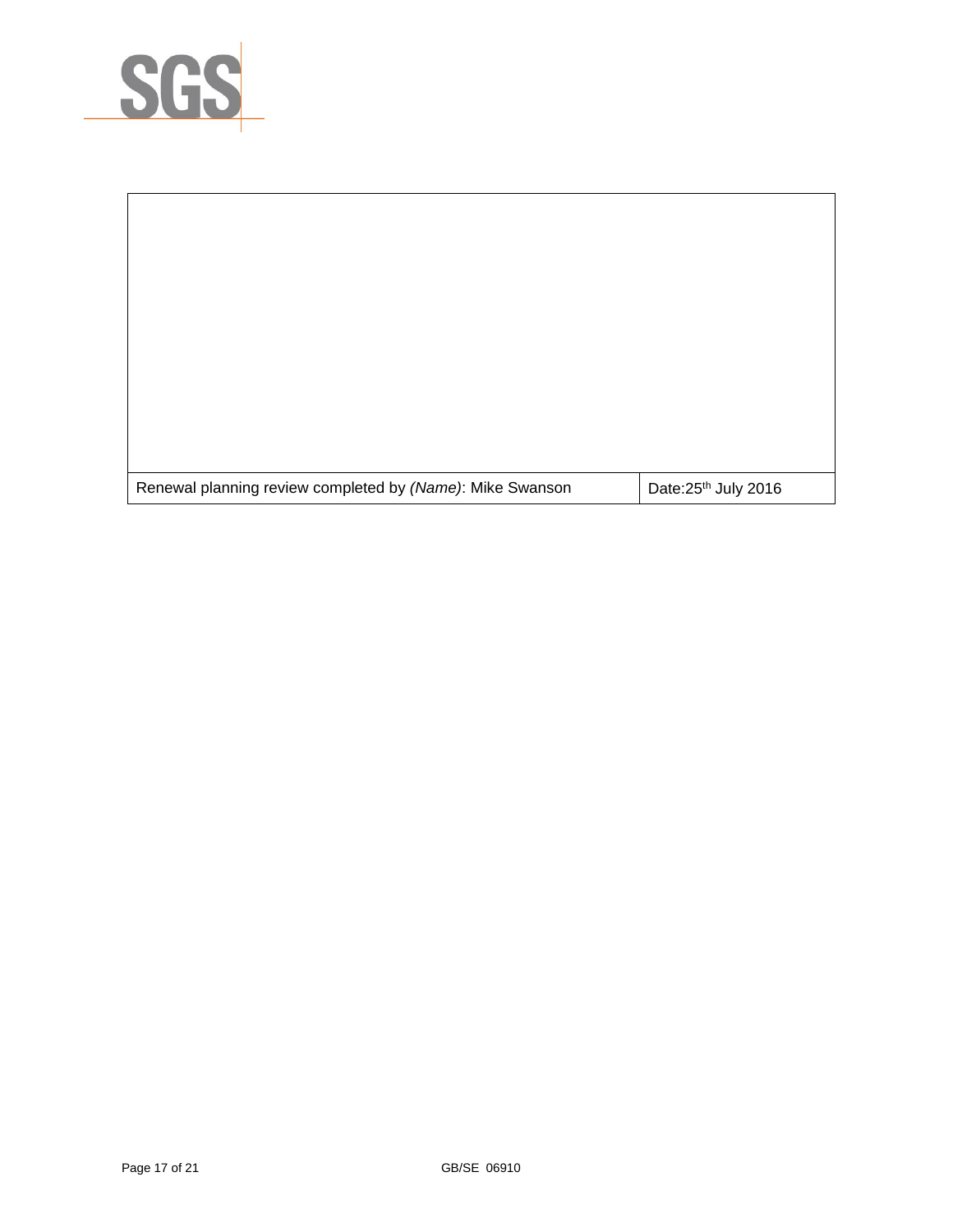| | |
|---|---|
| | |
| Renewal planning review completed by *(Name)*: Mike Swanson | Date:25th July 2016 |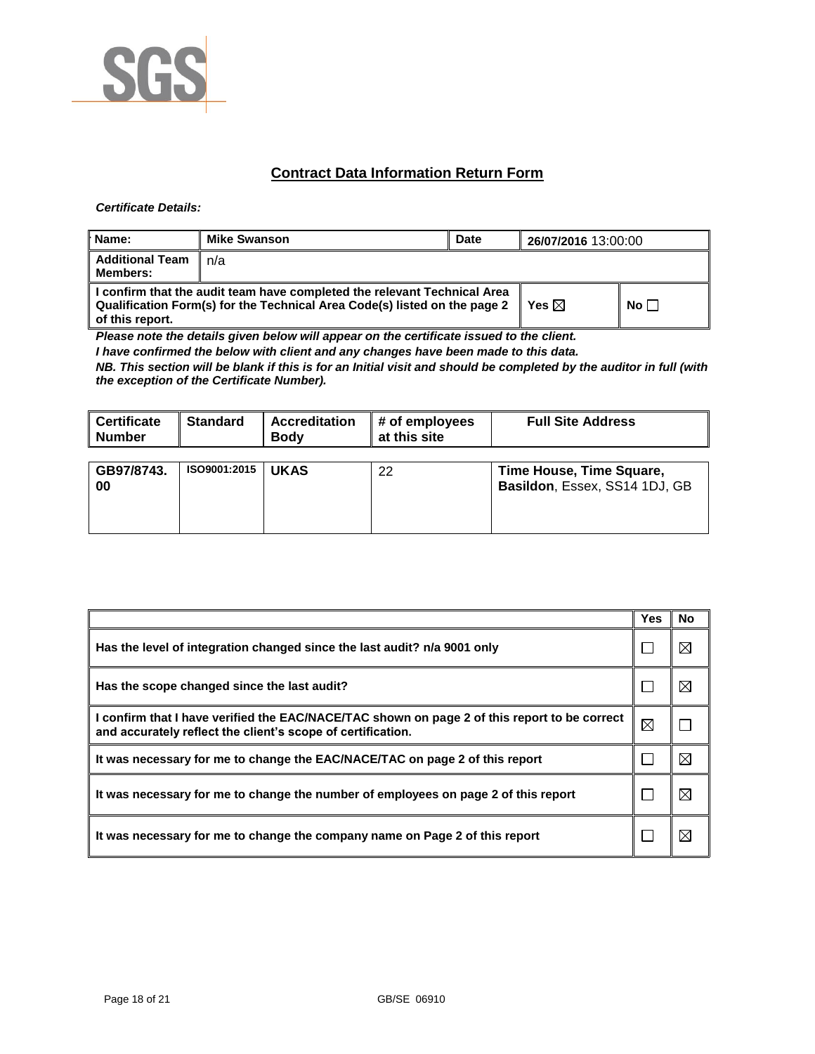# Contract Data Information Return Form

***Certificate Details:***

| Name: | Mike Swanson | Date | 26/07/2016 13:00:00 |
|---|---|---|---|
| Additional Team Members: | n/a | | |
| I confirm that the audit team have completed the relevant Technical Area Qualification Form(s) for the Technical Area Code(s) listed on the page 2 of this report. | | Yes ☒ | No ☐ |

***Please note the details given below will appear on the certificate issued to the client.***

***I have confirmed the below with client and any changes have been made to this data.***

***NB. This section will be blank if this is for an Initial visit and should be completed by the auditor in full (with the exception of the Certificate Number).***

| Certificate Number | Standard | Accreditation Body | # of employees at this site | Full Site Address |
|---|---|---|---|---|
| GB97/8743.00 | ISO9001:2015 | UKAS | 22 | Time House, Time Square, Basildon, Essex, SS14 1DJ, GB |

| | Yes | No |
|---|---|---|
| Has the level of integration changed since the last audit? n/a 9001 only | ☐ | ☒ |
| Has the scope changed since the last audit? | ☐ | ☒ |
| I confirm that I have verified the EAC/NACE/TAC shown on page 2 of this report to be correct and accurately reflect the client's scope of certification. | ☒ | ☐ |
| It was necessary for me to change the EAC/NACE/TAC on page 2 of this report | ☐ | ☒ |
| It was necessary for me to change the number of employees on page 2 of this report | ☐ | ☒ |
| It was necessary for me to change the company name on Page 2 of this report | ☐ | ☒ |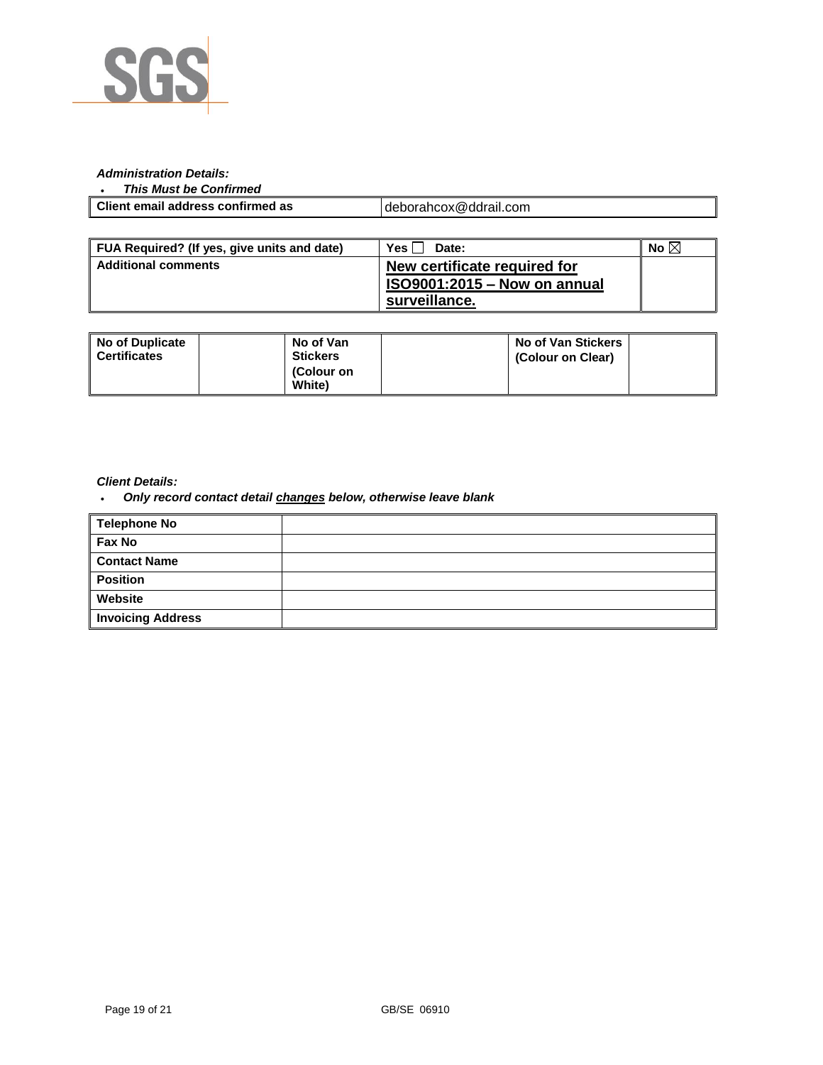SGS

***Administration Details:***

- ***This Must be Confirmed***

| **Client email address confirmed as** | deborahcox@ddrail.com |
|---|---|

| **FUA Required? (If yes, give units and date)** | **Yes** ☐ **Date:** | **No** ☒ |
|---|---|---|
| **Additional comments** | **<u>New certificate required for ISO9001:2015 – Now on annual surveillance.</u>** | |

| **No of Duplicate Certificates** | | **No of Van Stickers (Colour on White)** | | **No of Van Stickers (Colour on Clear)** | |
|---|---|---|---|---|---|

***Client Details:***

- ***Only record contact detail <u>changes</u> below, otherwise leave blank***

| **Telephone No** | |
|---|---|
| **Fax No** | |
| **Contact Name** | |
| **Position** | |
| **Website** | |
| **Invoicing Address** | |

GB/SE 06910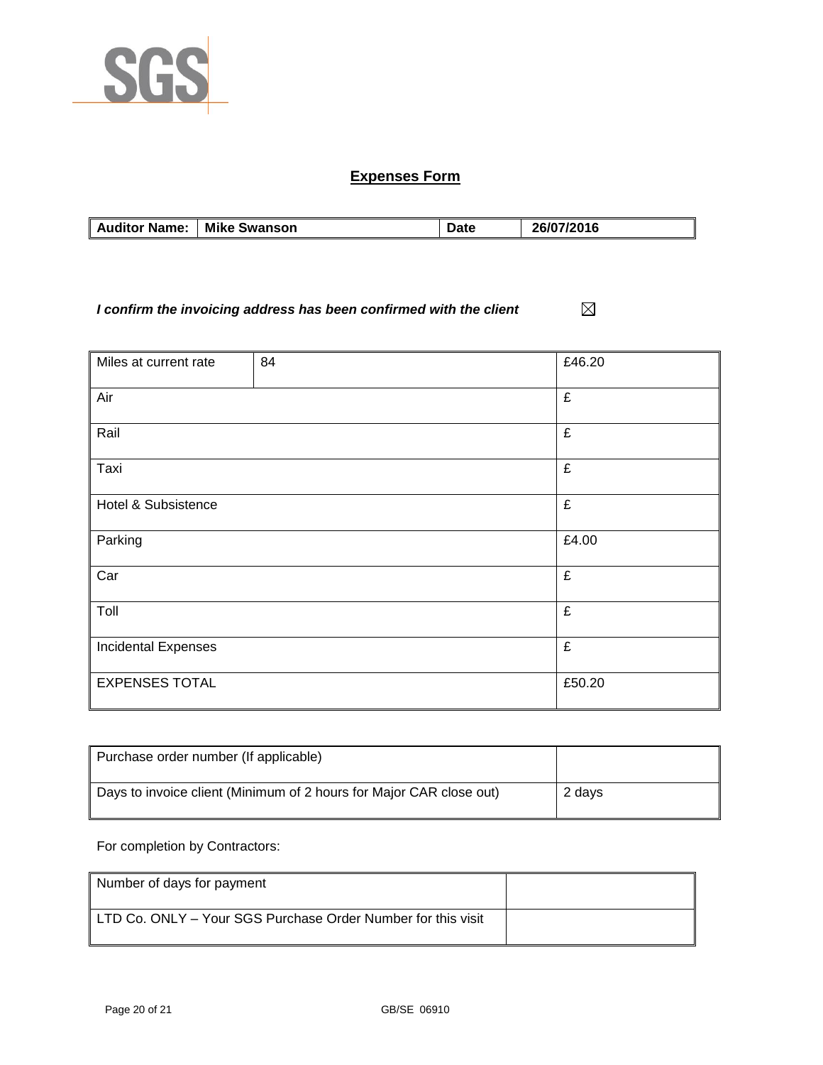SGS

## Expenses Form

| **Auditor Name:** | **Mike Swanson** | **Date** | **26/07/2016** |
|---|---|---|---|

***I confirm the invoicing address has been confirmed with the client*** ☒

| Miles at current rate | 84 | £46.20 |
|---|---|---|
| Air | | £ |
| Rail | | £ |
| Taxi | | £ |
| Hotel & Subsistence | | £ |
| Parking | | £4.00 |
| Car | | £ |
| Toll | | £ |
| Incidental Expenses | | £ |
| EXPENSES TOTAL | | £50.20 |

| Purchase order number (If applicable) | |
|---|---|
| Days to invoice client (Minimum of 2 hours for Major CAR close out) | 2 days |

For completion by Contractors:

| Number of days for payment | |
|---|---|
| LTD Co. ONLY – Your SGS Purchase Order Number for this visit | |

GB/SE 06910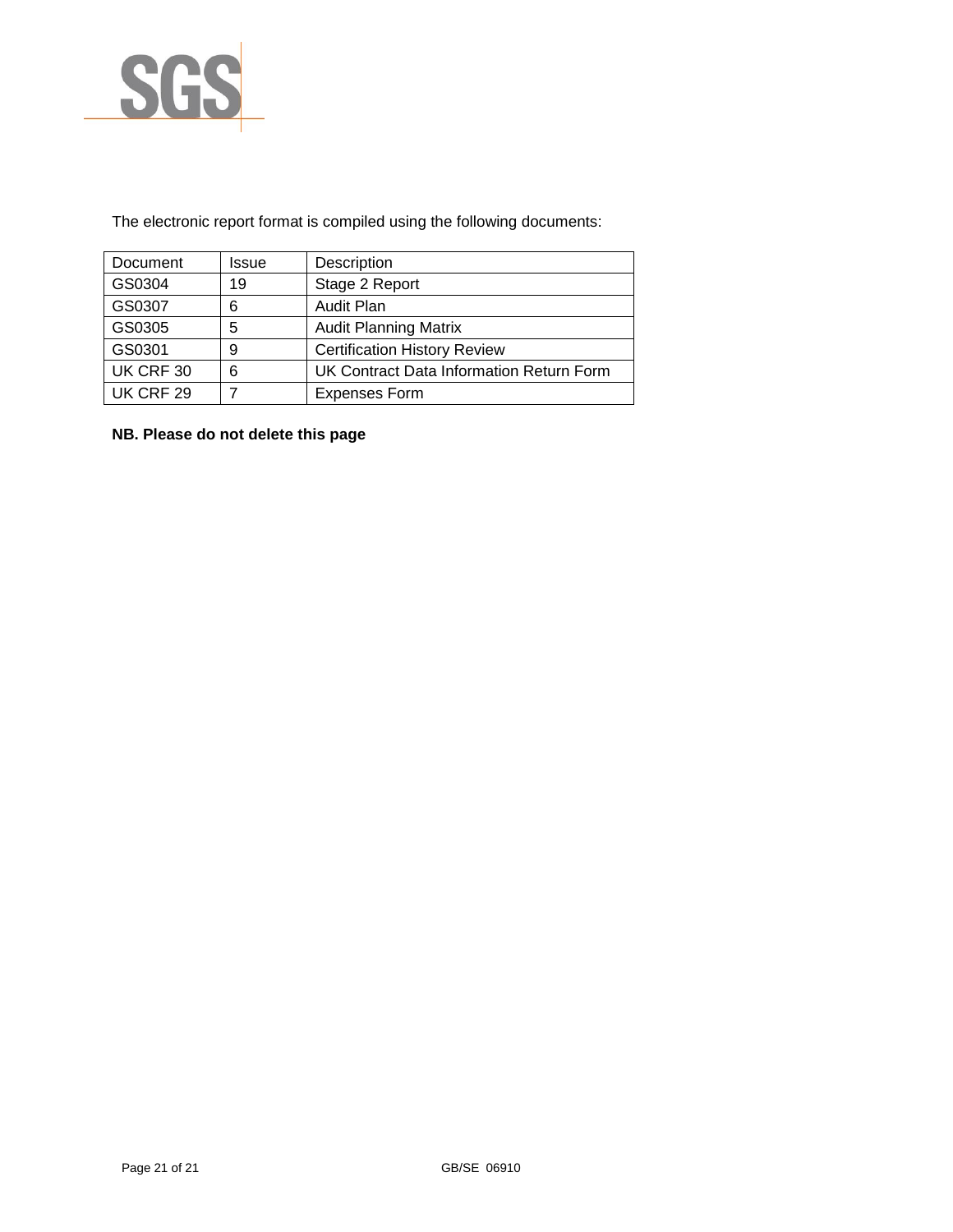The electronic report format is compiled using the following documents:

| Document | Issue | Description |
|---|---|---|
| GS0304 | 19 | Stage 2 Report |
| GS0307 | 6 | Audit Plan |
| GS0305 | 5 | Audit Planning Matrix |
| GS0301 | 9 | Certification History Review |
| UK CRF 30 | 6 | UK Contract Data Information Return Form |
| UK CRF 29 | 7 | Expenses Form |

**NB. Please do not delete this page**